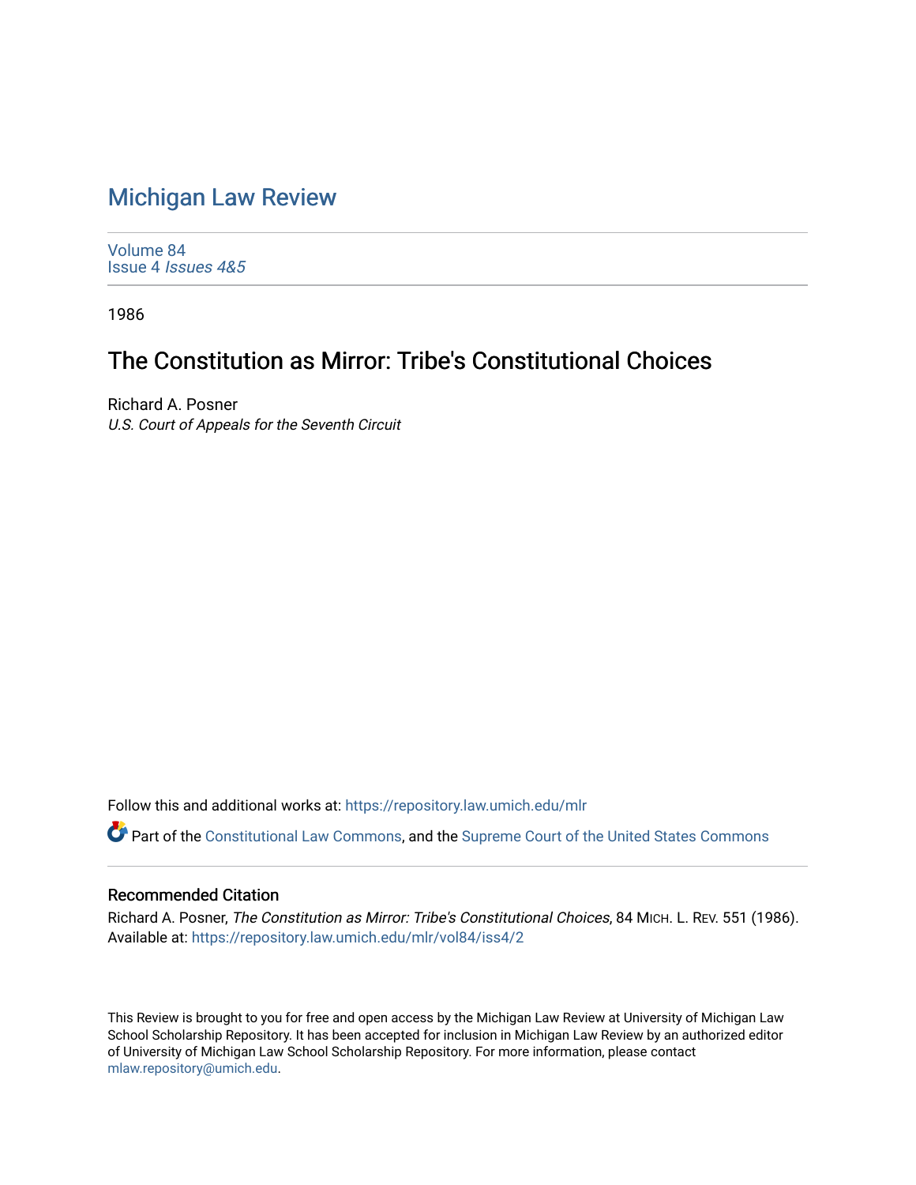# Michigan Law Review

Volume 84
Issue 4 *Issues 4&5*

1986

## The Constitution as Mirror: Tribe's Constitutional Choices

Richard A. Posner
*U.S. Court of Appeals for the Seventh Circuit*

Follow this and additional works at: https://repository.law.umich.edu/mlr

Part of the Constitutional Law Commons, and the Supreme Court of the United States Commons

### Recommended Citation

Richard A. Posner, *The Constitution as Mirror: Tribe's Constitutional Choices*, 84 MICH. L. REV. 551 (1986).
Available at: https://repository.law.umich.edu/mlr/vol84/iss4/2

This Review is brought to you for free and open access by the Michigan Law Review at University of Michigan Law School Scholarship Repository. It has been accepted for inclusion in Michigan Law Review by an authorized editor of University of Michigan Law School Scholarship Repository. For more information, please contact mlaw.repository@umich.edu.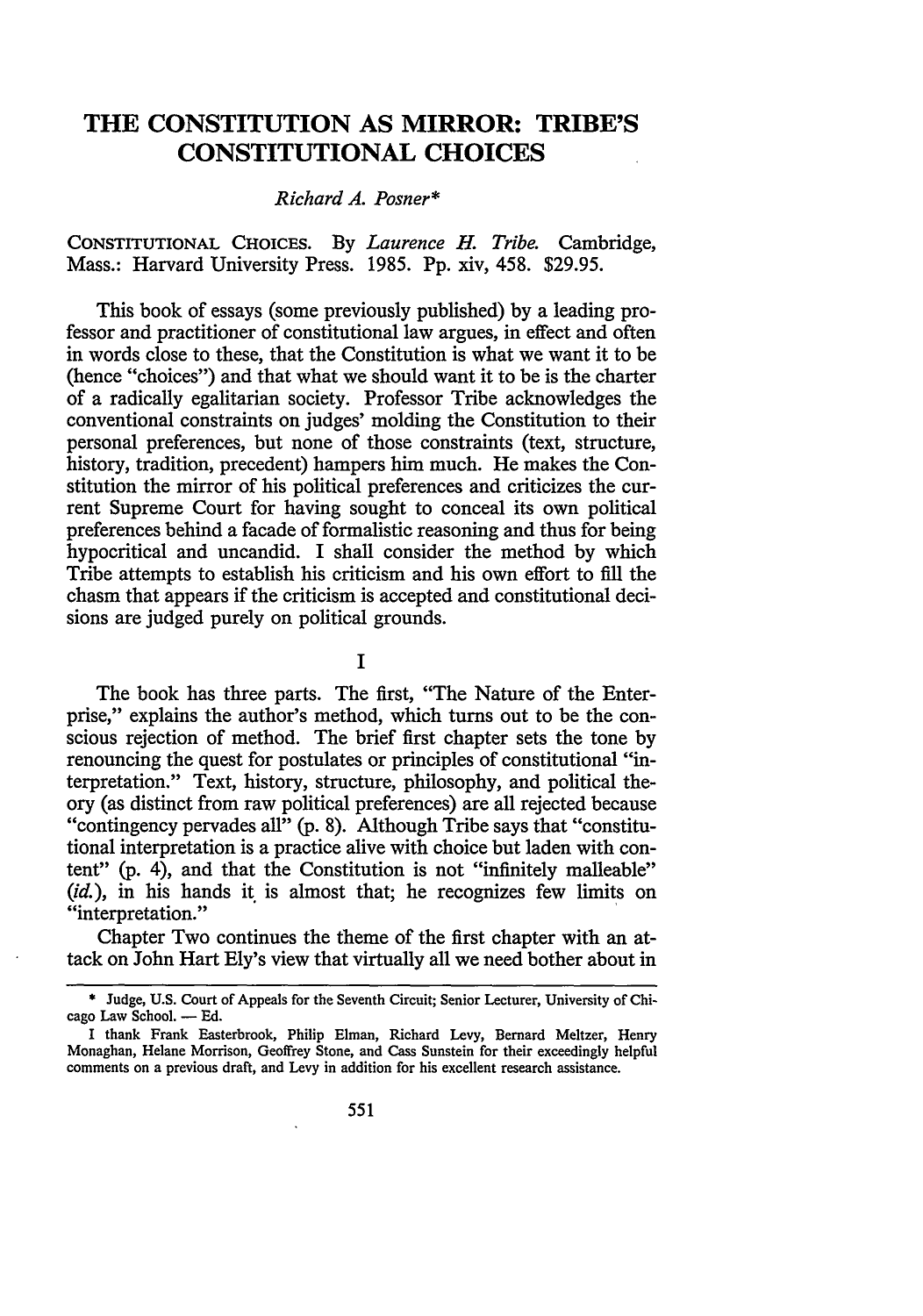# THE CONSTITUTION AS MIRROR: TRIBE'S CONSTITUTIONAL CHOICES

*Richard A. Posner**

CONSTITUTIONAL CHOICES. By *Laurence H. Tribe*. Cambridge, Mass.: Harvard University Press. 1985. Pp. xiv, 458. $29.95.

This book of essays (some previously published) by a leading professor and practitioner of constitutional law argues, in effect and often in words close to these, that the Constitution is what we want it to be (hence "choices") and that what we should want it to be is the charter of a radically egalitarian society. Professor Tribe acknowledges the conventional constraints on judges' molding the Constitution to their personal preferences, but none of those constraints (text, structure, history, tradition, precedent) hampers him much. He makes the Constitution the mirror of his political preferences and criticizes the current Supreme Court for having sought to conceal its own political preferences behind a facade of formalistic reasoning and thus for being hypocritical and uncandid. I shall consider the method by which Tribe attempts to establish his criticism and his own effort to fill the chasm that appears if the criticism is accepted and constitutional decisions are judged purely on political grounds.

## I

The book has three parts. The first, "The Nature of the Enterprise," explains the author's method, which turns out to be the conscious rejection of method. The brief first chapter sets the tone by renouncing the quest for postulates or principles of constitutional "interpretation." Text, history, structure, philosophy, and political theory (as distinct from raw political preferences) are all rejected because "contingency pervades all" (p. 8). Although Tribe says that "constitutional interpretation is a practice alive with choice but laden with content" (p. 4), and that the Constitution is not "infinitely malleable" (*id.*), in his hands it is almost that; he recognizes few limits on "interpretation."

Chapter Two continues the theme of the first chapter with an attack on John Hart Ely's view that virtually all we need bother about in

---

\* Judge, U.S. Court of Appeals for the Seventh Circuit; Senior Lecturer, University of Chicago Law School. — Ed.

I thank Frank Easterbrook, Philip Elman, Richard Levy, Bernard Meltzer, Henry Monaghan, Helane Morrison, Geoffrey Stone, and Cass Sunstein for their exceedingly helpful comments on a previous draft, and Levy in addition for his excellent research assistance.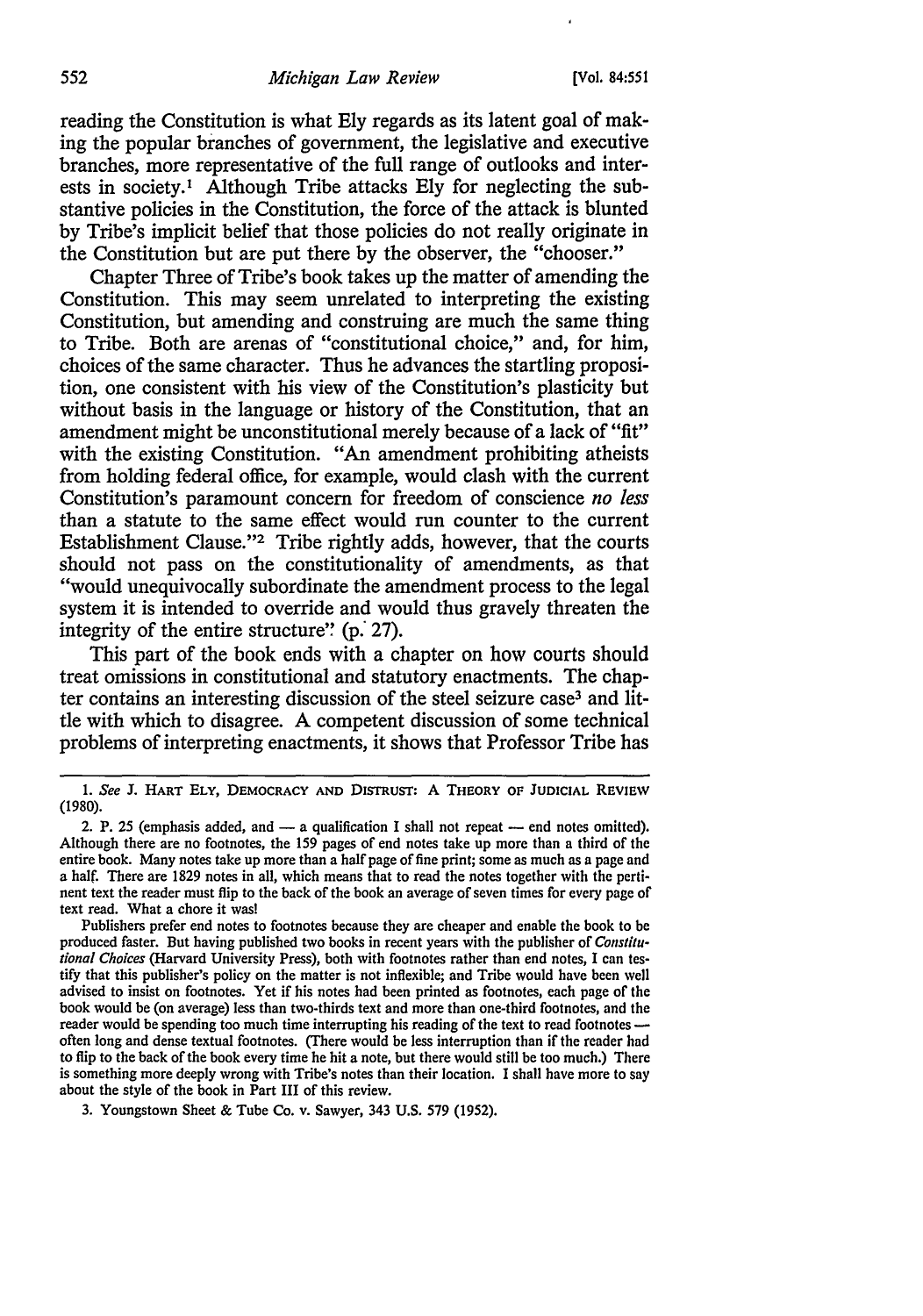reading the Constitution is what Ely regards as its latent goal of making the popular branches of government, the legislative and executive branches, more representative of the full range of outlooks and interests in society.[1] Although Tribe attacks Ely for neglecting the substantive policies in the Constitution, the force of the attack is blunted by Tribe's implicit belief that those policies do not really originate in the Constitution but are put there by the observer, the "chooser."

Chapter Three of Tribe's book takes up the matter of amending the Constitution. This may seem unrelated to interpreting the existing Constitution, but amending and construing are much the same thing to Tribe. Both are arenas of "constitutional choice," and, for him, choices of the same character. Thus he advances the startling proposition, one consistent with his view of the Constitution's plasticity but without basis in the language or history of the Constitution, that an amendment might be unconstitutional merely because of a lack of "fit" with the existing Constitution. "An amendment prohibiting atheists from holding federal office, for example, would clash with the current Constitution's paramount concern for freedom of conscience *no less* than a statute to the same effect would run counter to the current Establishment Clause."[2] Tribe rightly adds, however, that the courts should not pass on the constitutionality of amendments, as that "would unequivocally subordinate the amendment process to the legal system it is intended to override and would thus gravely threaten the integrity of the entire structure" (p. 27).

This part of the book ends with a chapter on how courts should treat omissions in constitutional and statutory enactments. The chapter contains an interesting discussion of the steel seizure case[3] and little with which to disagree. A competent discussion of some technical problems of interpreting enactments, it shows that Professor Tribe has

---

1. *See* J. HART ELY, DEMOCRACY AND DISTRUST: A THEORY OF JUDICIAL REVIEW (1980).

2. P. 25 (emphasis added, and — a qualification I shall not repeat — end notes omitted). Although there are no footnotes, the 159 pages of end notes take up more than a third of the entire book. Many notes take up more than a half page of fine print; some as much as a page and a half. There are 1829 notes in all, which means that to read the notes together with the pertinent text the reader must flip to the back of the book an average of seven times for every page of text read. What a chore it was!

Publishers prefer end notes to footnotes because they are cheaper and enable the book to be produced faster. But having published two books in recent years with the publisher of *Constitutional Choices* (Harvard University Press), both with footnotes rather than end notes, I can testify that this publisher's policy on the matter is not inflexible; and Tribe would have been well advised to insist on footnotes. Yet if his notes had been printed as footnotes, each page of the book would be (on average) less than two-thirds text and more than one-third footnotes, and the reader would be spending too much time interrupting his reading of the text to read footnotes — often long and dense textual footnotes. (There would be less interruption than if the reader had to flip to the back of the book every time he hit a note, but there would still be too much.) There is something more deeply wrong with Tribe's notes than their location. I shall have more to say about the style of the book in Part III of this review.

3. Youngstown Sheet & Tube Co. v. Sawyer, 343 U.S. 579 (1952).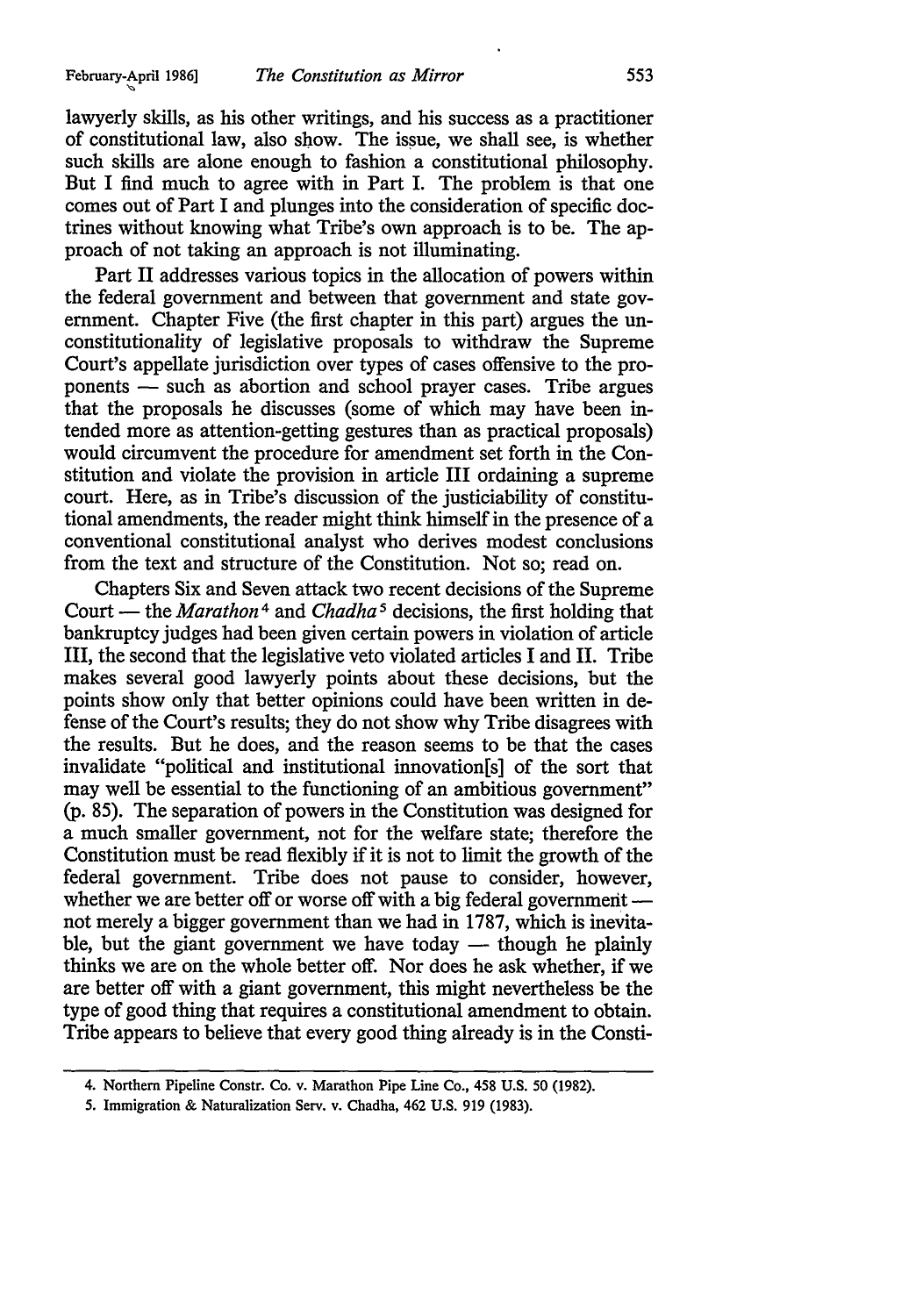lawyerly skills, as his other writings, and his success as a practitioner of constitutional law, also show. The issue, we shall see, is whether such skills are alone enough to fashion a constitutional philosophy. But I find much to agree with in Part I. The problem is that one comes out of Part I and plunges into the consideration of specific doctrines without knowing what Tribe's own approach is to be. The approach of not taking an approach is not illuminating.

Part II addresses various topics in the allocation of powers within the federal government and between that government and state government. Chapter Five (the first chapter in this part) argues the unconstitutionality of legislative proposals to withdraw the Supreme Court's appellate jurisdiction over types of cases offensive to the proponents — such as abortion and school prayer cases. Tribe argues that the proposals he discusses (some of which may have been intended more as attention-getting gestures than as practical proposals) would circumvent the procedure for amendment set forth in the Constitution and violate the provision in article III ordaining a supreme court. Here, as in Tribe's discussion of the justiciability of constitutional amendments, the reader might think himself in the presence of a conventional constitutional analyst who derives modest conclusions from the text and structure of the Constitution. Not so; read on.

Chapters Six and Seven attack two recent decisions of the Supreme Court — the *Marathon*[4] and *Chadha*[5] decisions, the first holding that bankruptcy judges had been given certain powers in violation of article III, the second that the legislative veto violated articles I and II. Tribe makes several good lawyerly points about these decisions, but the points show only that better opinions could have been written in defense of the Court's results; they do not show why Tribe disagrees with the results. But he does, and the reason seems to be that the cases invalidate "political and institutional innovation[s] of the sort that may well be essential to the functioning of an ambitious government" (p. 85). The separation of powers in the Constitution was designed for a much smaller government, not for the welfare state; therefore the Constitution must be read flexibly if it is not to limit the growth of the federal government. Tribe does not pause to consider, however, whether we are better off or worse off with a big federal government — not merely a bigger government than we had in 1787, which is inevitable, but the giant government we have today — though he plainly thinks we are on the whole better off. Nor does he ask whether, if we are better off with a giant government, this might nevertheless be the type of good thing that requires a constitutional amendment to obtain. Tribe appears to believe that every good thing already is in the Consti-

4. Northern Pipeline Constr. Co. v. Marathon Pipe Line Co., 458 U.S. 50 (1982).

5. Immigration & Naturalization Serv. v. Chadha, 462 U.S. 919 (1983).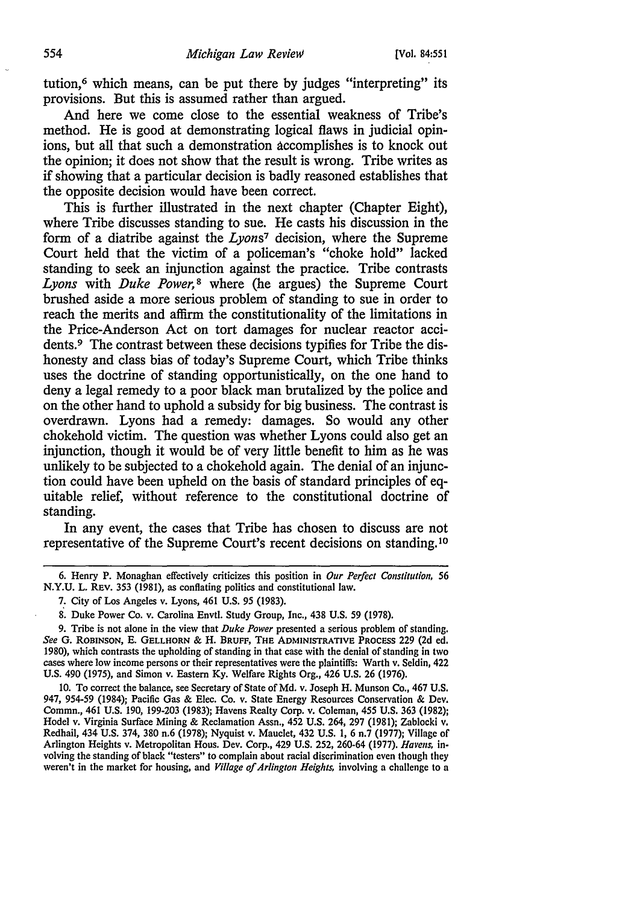tution,[6] which means, can be put there by judges "interpreting" its provisions. But this is assumed rather than argued.

And here we come close to the essential weakness of Tribe's method. He is good at demonstrating logical flaws in judicial opinions, but all that such a demonstration accomplishes is to knock out the opinion; it does not show that the result is wrong. Tribe writes as if showing that a particular decision is badly reasoned establishes that the opposite decision would have been correct.

This is further illustrated in the next chapter (Chapter Eight), where Tribe discusses standing to sue. He casts his discussion in the form of a diatribe against the *Lyons*[7] decision, where the Supreme Court held that the victim of a policeman's "choke hold" lacked standing to seek an injunction against the practice. Tribe contrasts *Lyons* with *Duke Power*,[8] where (he argues) the Supreme Court brushed aside a more serious problem of standing to sue in order to reach the merits and affirm the constitutionality of the limitations in the Price-Anderson Act on tort damages for nuclear reactor accidents.[9] The contrast between these decisions typifies for Tribe the dishonesty and class bias of today's Supreme Court, which Tribe thinks uses the doctrine of standing opportunistically, on the one hand to deny a legal remedy to a poor black man brutalized by the police and on the other hand to uphold a subsidy for big business. The contrast is overdrawn. Lyons had a remedy: damages. So would any other chokehold victim. The question was whether Lyons could also get an injunction, though it would be of very little benefit to him as he was unlikely to be subjected to a chokehold again. The denial of an injunction could have been upheld on the basis of standard principles of equitable relief, without reference to the constitutional doctrine of standing.

In any event, the cases that Tribe has chosen to discuss are not representative of the Supreme Court's recent decisions on standing.[10]

---

6. Henry P. Monaghan effectively criticizes this position in *Our Perfect Constitution*, 56 N.Y.U. L. REV. 353 (1981), as conflating politics and constitutional law.

7. City of Los Angeles v. Lyons, 461 U.S. 95 (1983).

8. Duke Power Co. v. Carolina Envtl. Study Group, Inc., 438 U.S. 59 (1978).

9. Tribe is not alone in the view that *Duke Power* presented a serious problem of standing. *See* G. ROBINSON, E. GELLHORN & H. BRUFF, THE ADMINISTRATIVE PROCESS 229 (2d ed. 1980), which contrasts the upholding of standing in that case with the denial of standing in two cases where low income persons or their representatives were the plaintiffs: Warth v. Seldin, 422 U.S. 490 (1975), and Simon v. Eastern Ky. Welfare Rights Org., 426 U.S. 26 (1976).

10. To correct the balance, see Secretary of State of Md. v. Joseph H. Munson Co., 467 U.S. 947, 954-59 (1984); Pacific Gas & Elec. Co. v. State Energy Resources Conservation & Dev. Commn., 461 U.S. 190, 199-203 (1983); Havens Realty Corp. v. Coleman, 455 U.S. 363 (1982); Hodel v. Virginia Surface Mining & Reclamation Assn., 452 U.S. 264, 297 (1981); Zablocki v. Redhail, 434 U.S. 374, 380 n.6 (1978); Nyquist v. Mauclet, 432 U.S. 1, 6 n.7 (1977); Village of Arlington Heights v. Metropolitan Hous. Dev. Corp., 429 U.S. 252, 260-64 (1977). *Havens*, involving the standing of black "testers" to complain about racial discrimination even though they weren't in the market for housing, and *Village of Arlington Heights*, involving a challenge to a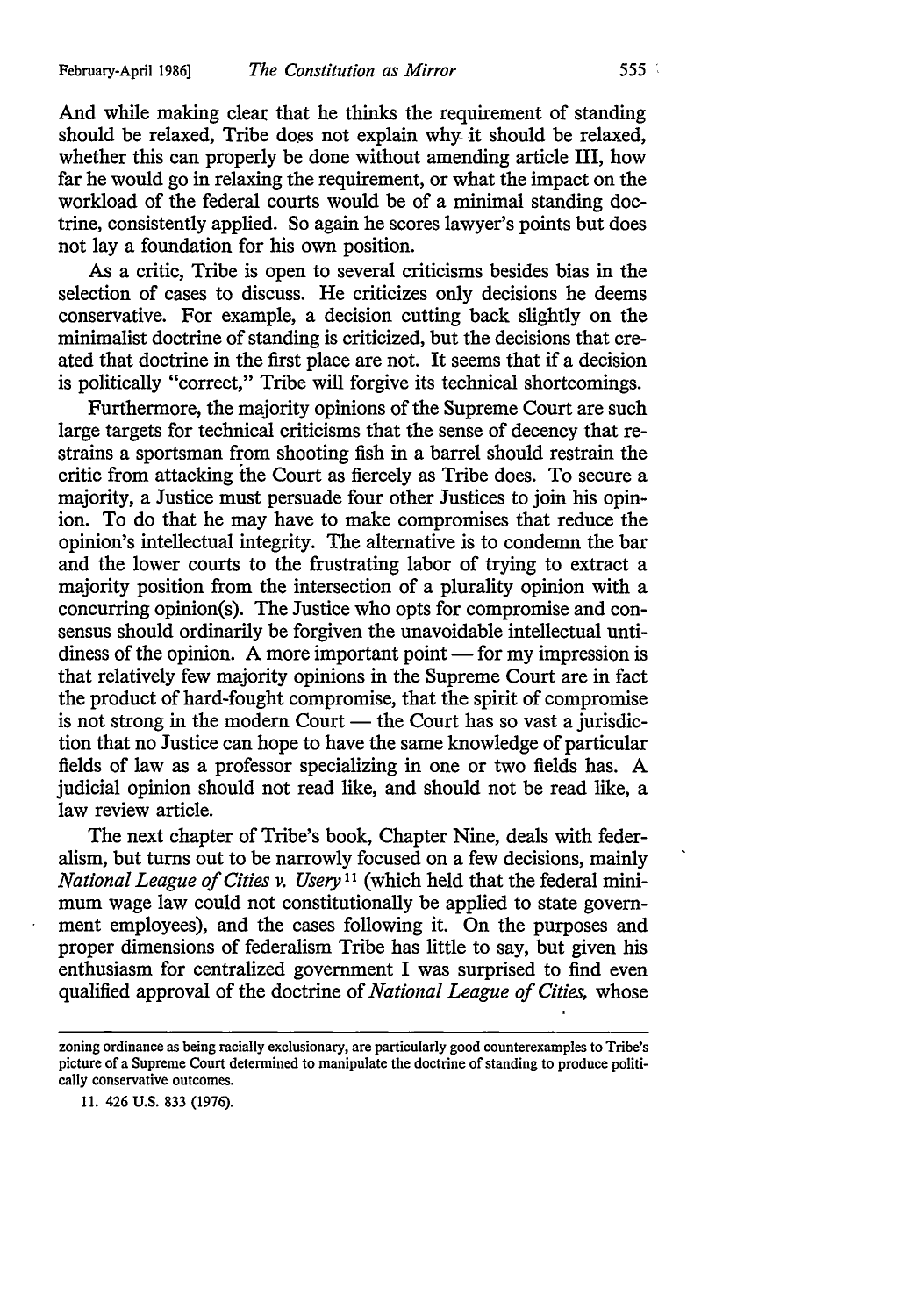And while making clear that he thinks the requirement of standing should be relaxed, Tribe does not explain why it should be relaxed, whether this can properly be done without amending article III, how far he would go in relaxing the requirement, or what the impact on the workload of the federal courts would be of a minimal standing doctrine, consistently applied. So again he scores lawyer's points but does not lay a foundation for his own position.

As a critic, Tribe is open to several criticisms besides bias in the selection of cases to discuss. He criticizes only decisions he deems conservative. For example, a decision cutting back slightly on the minimalist doctrine of standing is criticized, but the decisions that created that doctrine in the first place are not. It seems that if a decision is politically "correct," Tribe will forgive its technical shortcomings.

Furthermore, the majority opinions of the Supreme Court are such large targets for technical criticisms that the sense of decency that restrains a sportsman from shooting fish in a barrel should restrain the critic from attacking the Court as fiercely as Tribe does. To secure a majority, a Justice must persuade four other Justices to join his opinion. To do that he may have to make compromises that reduce the opinion's intellectual integrity. The alternative is to condemn the bar and the lower courts to the frustrating labor of trying to extract a majority position from the intersection of a plurality opinion with a concurring opinion(s). The Justice who opts for compromise and consensus should ordinarily be forgiven the unavoidable intellectual untidiness of the opinion. A more important point — for my impression is that relatively few majority opinions in the Supreme Court are in fact the product of hard-fought compromise, that the spirit of compromise is not strong in the modern Court — the Court has so vast a jurisdiction that no Justice can hope to have the same knowledge of particular fields of law as a professor specializing in one or two fields has. A judicial opinion should not read like, and should not be read like, a law review article.

The next chapter of Tribe's book, Chapter Nine, deals with federalism, but turns out to be narrowly focused on a few decisions, mainly *National League of Cities v. Usery*[11] (which held that the federal minimum wage law could not constitutionally be applied to state government employees), and the cases following it. On the purposes and proper dimensions of federalism Tribe has little to say, but given his enthusiasm for centralized government I was surprised to find even qualified approval of the doctrine of *National League of Cities,* whose

---

zoning ordinance as being racially exclusionary, are particularly good counterexamples to Tribe's picture of a Supreme Court determined to manipulate the doctrine of standing to produce politically conservative outcomes.

11. 426 U.S. 833 (1976).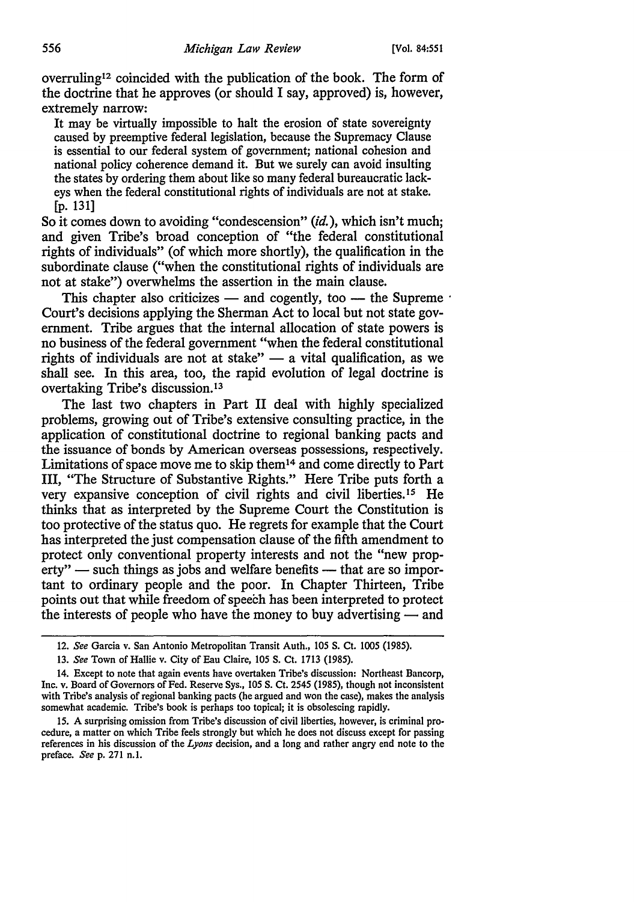overruling[12] coincided with the publication of the book. The form of the doctrine that he approves (or should I say, approved) is, however, extremely narrow:

> It may be virtually impossible to halt the erosion of state sovereignty caused by preemptive federal legislation, because the Supremacy Clause is essential to our federal system of government; national cohesion and national policy coherence demand it. But we surely can avoid insulting the states by ordering them about like so many federal bureaucratic lackeys when the federal constitutional rights of individuals are not at stake. [p. 131]

So it comes down to avoiding "condescension" (*id.*), which isn't much; and given Tribe's broad conception of "the federal constitutional rights of individuals" (of which more shortly), the qualification in the subordinate clause ("when the constitutional rights of individuals are not at stake") overwhelms the assertion in the main clause.

This chapter also criticizes — and cogently, too — the Supreme Court's decisions applying the Sherman Act to local but not state government. Tribe argues that the internal allocation of state powers is no business of the federal government "when the federal constitutional rights of individuals are not at stake" — a vital qualification, as we shall see. In this area, too, the rapid evolution of legal doctrine is overtaking Tribe's discussion.[13]

The last two chapters in Part II deal with highly specialized problems, growing out of Tribe's extensive consulting practice, in the application of constitutional doctrine to regional banking pacts and the issuance of bonds by American overseas possessions, respectively. Limitations of space move me to skip them[14] and come directly to Part III, "The Structure of Substantive Rights." Here Tribe puts forth a very expansive conception of civil rights and civil liberties.[15] He thinks that as interpreted by the Supreme Court the Constitution is too protective of the status quo. He regrets for example that the Court has interpreted the just compensation clause of the fifth amendment to protect only conventional property interests and not the "new property" — such things as jobs and welfare benefits — that are so important to ordinary people and the poor. In Chapter Thirteen, Tribe points out that while freedom of speech has been interpreted to protect the interests of people who have the money to buy advertising — and

---

12. *See* Garcia v. San Antonio Metropolitan Transit Auth., 105 S. Ct. 1005 (1985).

13. *See* Town of Hallie v. City of Eau Claire, 105 S. Ct. 1713 (1985).

14. Except to note that again events have overtaken Tribe's discussion: Northeast Bancorp, Inc. v. Board of Governors of Fed. Reserve Sys., 105 S. Ct. 2545 (1985), though not inconsistent with Tribe's analysis of regional banking pacts (he argued and won the case), makes the analysis somewhat academic. Tribe's book is perhaps too topical; it is obsolescing rapidly.

15. A surprising omission from Tribe's discussion of civil liberties, however, is criminal procedure, a matter on which Tribe feels strongly but which he does not discuss except for passing references in his discussion of the *Lyons* decision, and a long and rather angry end note to the preface. *See* p. 271 n.1.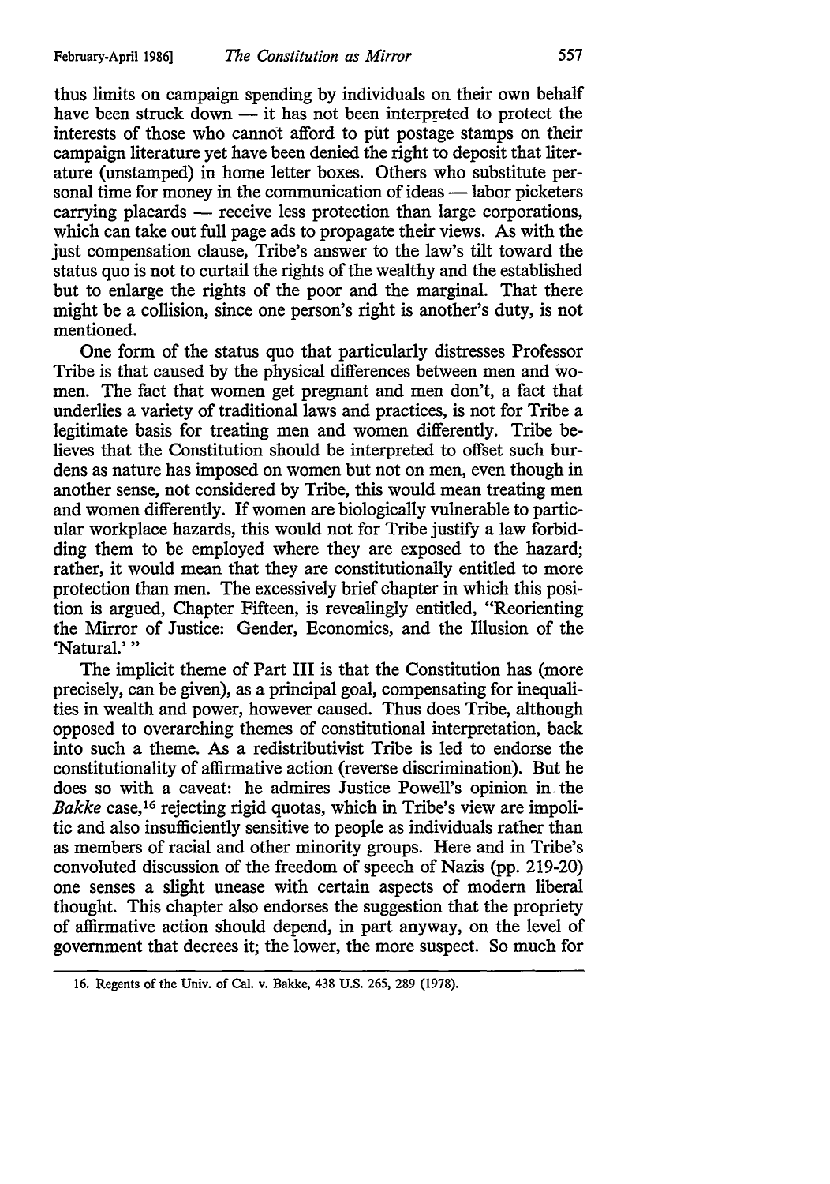thus limits on campaign spending by individuals on their own behalf have been struck down — it has not been interpreted to protect the interests of those who cannot afford to put postage stamps on their campaign literature yet have been denied the right to deposit that literature (unstamped) in home letter boxes. Others who substitute personal time for money in the communication of ideas — labor picketers carrying placards — receive less protection than large corporations, which can take out full page ads to propagate their views. As with the just compensation clause, Tribe's answer to the law's tilt toward the status quo is not to curtail the rights of the wealthy and the established but to enlarge the rights of the poor and the marginal. That there might be a collision, since one person's right is another's duty, is not mentioned.

One form of the status quo that particularly distresses Professor Tribe is that caused by the physical differences between men and women. The fact that women get pregnant and men don't, a fact that underlies a variety of traditional laws and practices, is not for Tribe a legitimate basis for treating men and women differently. Tribe believes that the Constitution should be interpreted to offset such burdens as nature has imposed on women but not on men, even though in another sense, not considered by Tribe, this would mean treating men and women differently. If women are biologically vulnerable to particular workplace hazards, this would not for Tribe justify a law forbidding them to be employed where they are exposed to the hazard; rather, it would mean that they are constitutionally entitled to more protection than men. The excessively brief chapter in which this position is argued, Chapter Fifteen, is revealingly entitled, "Reorienting the Mirror of Justice: Gender, Economics, and the Illusion of the 'Natural.'"

The implicit theme of Part III is that the Constitution has (more precisely, can be given), as a principal goal, compensating for inequalities in wealth and power, however caused. Thus does Tribe, although opposed to overarching themes of constitutional interpretation, back into such a theme. As a redistributivist Tribe is led to endorse the constitutionality of affirmative action (reverse discrimination). But he does so with a caveat: he admires Justice Powell's opinion in the *Bakke* case,[16] rejecting rigid quotas, which in Tribe's view are impolitic and also insufficiently sensitive to people as individuals rather than as members of racial and other minority groups. Here and in Tribe's convoluted discussion of the freedom of speech of Nazis (pp. 219-20) one senses a slight unease with certain aspects of modern liberal thought. This chapter also endorses the suggestion that the propriety of affirmative action should depend, in part anyway, on the level of government that decrees it; the lower, the more suspect. So much for

16. Regents of the Univ. of Cal. v. Bakke, 438 U.S. 265, 289 (1978).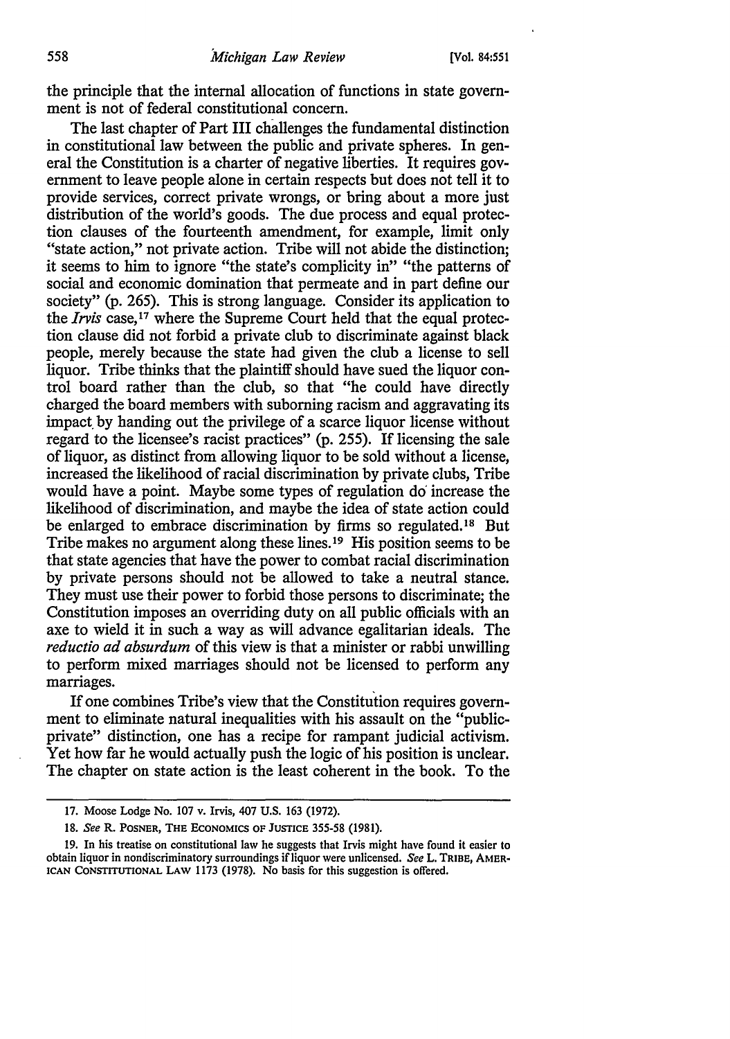the principle that the internal allocation of functions in state government is not of federal constitutional concern.

The last chapter of Part III challenges the fundamental distinction in constitutional law between the public and private spheres. In general the Constitution is a charter of negative liberties. It requires government to leave people alone in certain respects but does not tell it to provide services, correct private wrongs, or bring about a more just distribution of the world's goods. The due process and equal protection clauses of the fourteenth amendment, for example, limit only "state action," not private action. Tribe will not abide the distinction; it seems to him to ignore "the state's complicity in" "the patterns of social and economic domination that permeate and in part define our society" (p. 265). This is strong language. Consider its application to the *Irvis* case,[17] where the Supreme Court held that the equal protection clause did not forbid a private club to discriminate against black people, merely because the state had given the club a license to sell liquor. Tribe thinks that the plaintiff should have sued the liquor control board rather than the club, so that "he could have directly charged the board members with suborning racism and aggravating its impact by handing out the privilege of a scarce liquor license without regard to the licensee's racist practices" (p. 255). If licensing the sale of liquor, as distinct from allowing liquor to be sold without a license, increased the likelihood of racial discrimination by private clubs, Tribe would have a point. Maybe some types of regulation do increase the likelihood of discrimination, and maybe the idea of state action could be enlarged to embrace discrimination by firms so regulated.[18] But Tribe makes no argument along these lines.[19] His position seems to be that state agencies that have the power to combat racial discrimination by private persons should not be allowed to take a neutral stance. They must use their power to forbid those persons to discriminate; the Constitution imposes an overriding duty on all public officials with an axe to wield it in such a way as will advance egalitarian ideals. The *reductio ad absurdum* of this view is that a minister or rabbi unwilling to perform mixed marriages should not be licensed to perform any marriages.

If one combines Tribe's view that the Constitution requires government to eliminate natural inequalities with his assault on the "public-private" distinction, one has a recipe for rampant judicial activism. Yet how far he would actually push the logic of his position is unclear. The chapter on state action is the least coherent in the book. To the

---

17. Moose Lodge No. 107 v. Irvis, 407 U.S. 163 (1972).

18. *See* R. POSNER, THE ECONOMICS OF JUSTICE 355-58 (1981).

19. In his treatise on constitutional law he suggests that Irvis might have found it easier to obtain liquor in nondiscriminatory surroundings if liquor were unlicensed. *See* L. TRIBE, AMERICAN CONSTITUTIONAL LAW 1173 (1978). No basis for this suggestion is offered.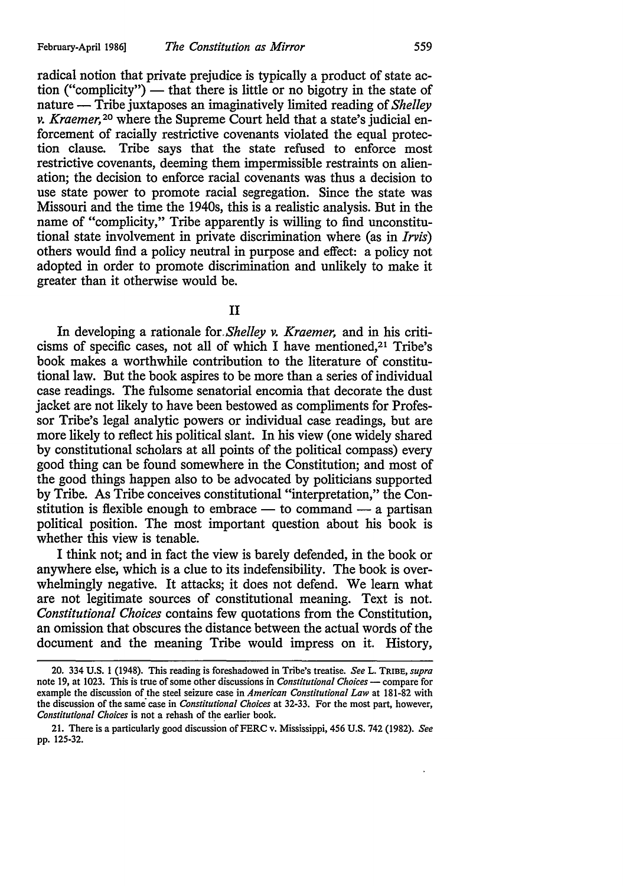radical notion that private prejudice is typically a product of state action ("complicity") — that there is little or no bigotry in the state of nature — Tribe juxtaposes an imaginatively limited reading of *Shelley v. Kraemer*,[20] where the Supreme Court held that a state's judicial enforcement of racially restrictive covenants violated the equal protection clause. Tribe says that the state refused to enforce most restrictive covenants, deeming them impermissible restraints on alienation; the decision to enforce racial covenants was thus a decision to use state power to promote racial segregation. Since the state was Missouri and the time the 1940s, this is a realistic analysis. But in the name of "complicity," Tribe apparently is willing to find unconstitutional state involvement in private discrimination where (as in *Irvis*) others would find a policy neutral in purpose and effect: a policy not adopted in order to promote discrimination and unlikely to make it greater than it otherwise would be.

## II

In developing a rationale for *Shelley v. Kraemer*, and in his criticisms of specific cases, not all of which I have mentioned,[21] Tribe's book makes a worthwhile contribution to the literature of constitutional law. But the book aspires to be more than a series of individual case readings. The fulsome senatorial encomia that decorate the dust jacket are not likely to have been bestowed as compliments for Professor Tribe's legal analytic powers or individual case readings, but are more likely to reflect his political slant. In his view (one widely shared by constitutional scholars at all points of the political compass) every good thing can be found somewhere in the Constitution; and most of the good things happen also to be advocated by politicians supported by Tribe. As Tribe conceives constitutional "interpretation," the Constitution is flexible enough to embrace — to command — a partisan political position. The most important question about his book is whether this view is tenable.

I think not; and in fact the view is barely defended, in the book or anywhere else, which is a clue to its indefensibility. The book is overwhelmingly negative. It attacks; it does not defend. We learn what are not legitimate sources of constitutional meaning. Text is not. *Constitutional Choices* contains few quotations from the Constitution, an omission that obscures the distance between the actual words of the document and the meaning Tribe would impress on it. History,

---

20. 334 U.S. 1 (1948). This reading is foreshadowed in Tribe's treatise. *See* L. TRIBE, *supra* note 19, at 1023. This is true of some other discussions in *Constitutional Choices* — compare for example the discussion of the steel seizure case in *American Constitutional Law* at 181-82 with the discussion of the same case in *Constitutional Choices* at 32-33. For the most part, however, *Constitutional Choices* is not a rehash of the earlier book.

21. There is a particularly good discussion of FERC v. Mississippi, 456 U.S. 742 (1982). *See* pp. 125-32.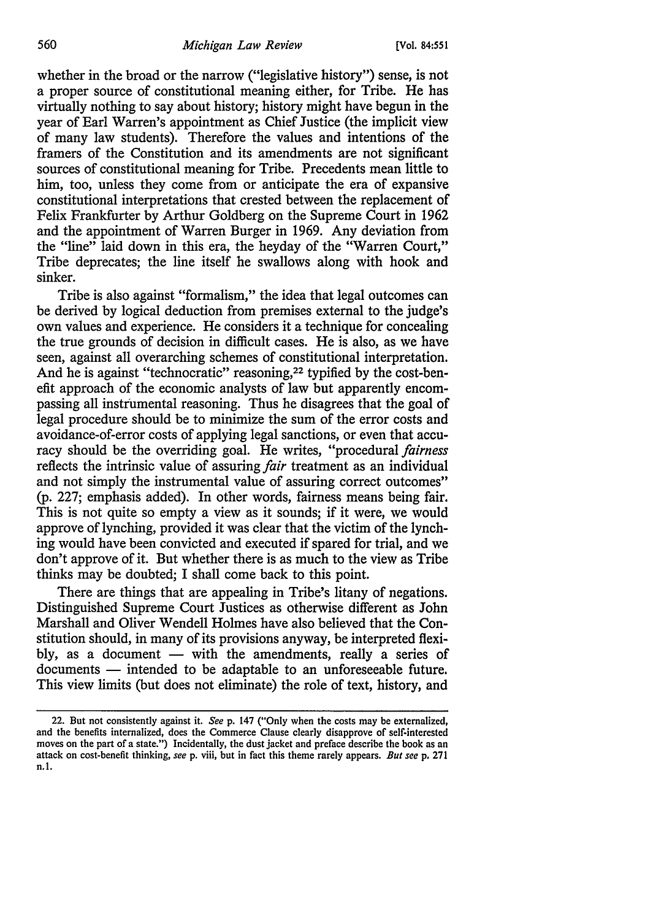whether in the broad or the narrow ("legislative history") sense, is not a proper source of constitutional meaning either, for Tribe. He has virtually nothing to say about history; history might have begun in the year of Earl Warren's appointment as Chief Justice (the implicit view of many law students). Therefore the values and intentions of the framers of the Constitution and its amendments are not significant sources of constitutional meaning for Tribe. Precedents mean little to him, too, unless they come from or anticipate the era of expansive constitutional interpretations that crested between the replacement of Felix Frankfurter by Arthur Goldberg on the Supreme Court in 1962 and the appointment of Warren Burger in 1969. Any deviation from the "line" laid down in this era, the heyday of the "Warren Court," Tribe deprecates; the line itself he swallows along with hook and sinker.

Tribe is also against "formalism," the idea that legal outcomes can be derived by logical deduction from premises external to the judge's own values and experience. He considers it a technique for concealing the true grounds of decision in difficult cases. He is also, as we have seen, against all overarching schemes of constitutional interpretation. And he is against "technocratic" reasoning,[22] typified by the cost-benefit approach of the economic analysts of law but apparently encompassing all instrumental reasoning. Thus he disagrees that the goal of legal procedure should be to minimize the sum of the error costs and avoidance-of-error costs of applying legal sanctions, or even that accuracy should be the overriding goal. He writes, "procedural *fairness* reflects the intrinsic value of assuring *fair* treatment as an individual and not simply the instrumental value of assuring correct outcomes" (p. 227; emphasis added). In other words, fairness means being fair. This is not quite so empty a view as it sounds; if it were, we would approve of lynching, provided it was clear that the victim of the lynching would have been convicted and executed if spared for trial, and we don't approve of it. But whether there is as much to the view as Tribe thinks may be doubted; I shall come back to this point.

There are things that are appealing in Tribe's litany of negations. Distinguished Supreme Court Justices as otherwise different as John Marshall and Oliver Wendell Holmes have also believed that the Constitution should, in many of its provisions anyway, be interpreted flexibly, as a document — with the amendments, really a series of documents — intended to be adaptable to an unforeseeable future. This view limits (but does not eliminate) the role of text, history, and

---

22. But not consistently against it. *See* p. 147 ("Only when the costs may be externalized, and the benefits internalized, does the Commerce Clause clearly disapprove of self-interested moves on the part of a state.") Incidentally, the dust jacket and preface describe the book as an attack on cost-benefit thinking, *see* p. viii, but in fact this theme rarely appears. *But see* p. 271 n.1.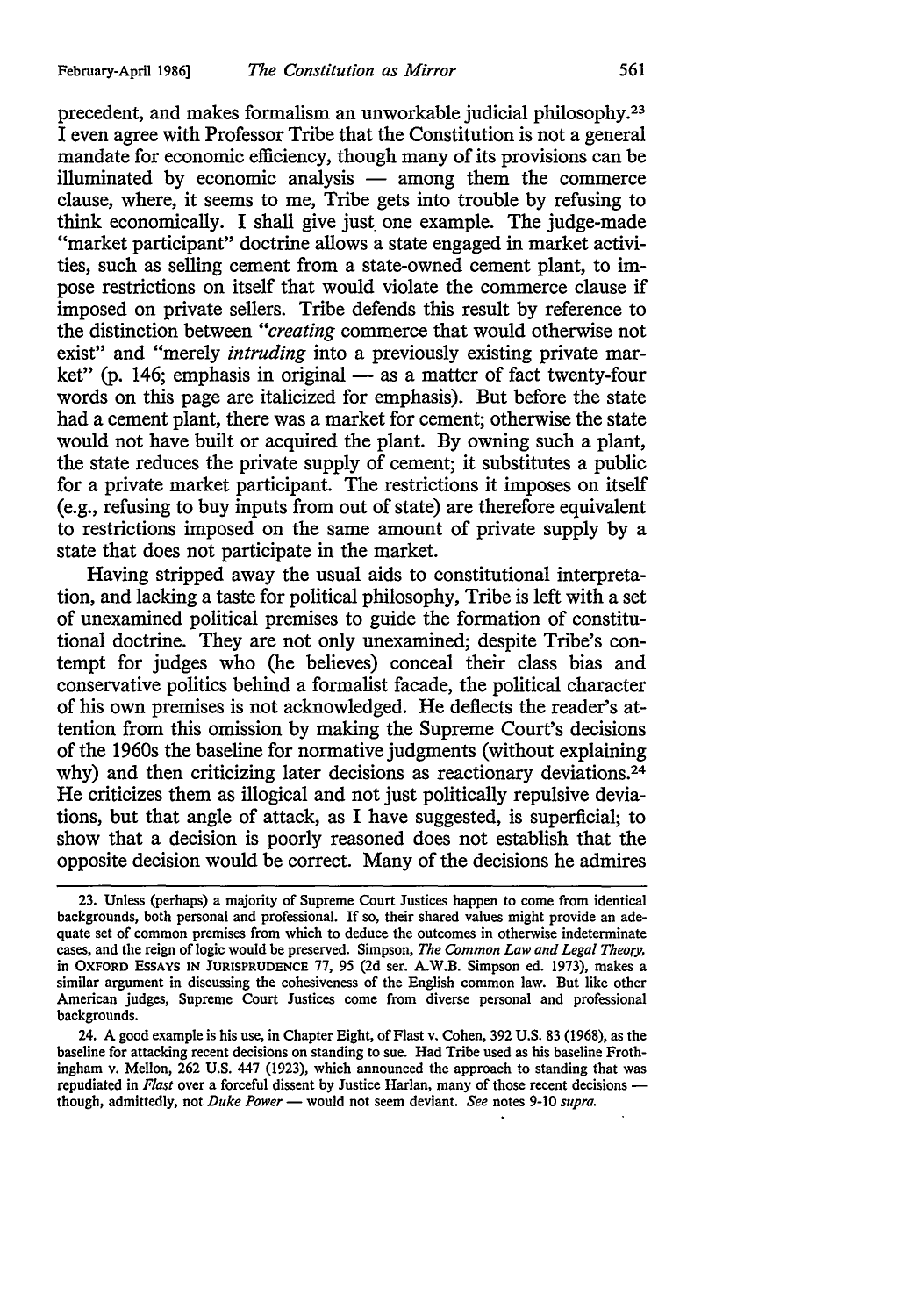precedent, and makes formalism an unworkable judicial philosophy.[23] I even agree with Professor Tribe that the Constitution is not a general mandate for economic efficiency, though many of its provisions can be illuminated by economic analysis — among them the commerce clause, where, it seems to me, Tribe gets into trouble by refusing to think economically. I shall give just one example. The judge-made "market participant" doctrine allows a state engaged in market activities, such as selling cement from a state-owned cement plant, to impose restrictions on itself that would violate the commerce clause if imposed on private sellers. Tribe defends this result by reference to the distinction between "*creating* commerce that would otherwise not exist" and "merely *intruding* into a previously existing private market" (p. 146; emphasis in original — as a matter of fact twenty-four words on this page are italicized for emphasis). But before the state had a cement plant, there was a market for cement; otherwise the state would not have built or acquired the plant. By owning such a plant, the state reduces the private supply of cement; it substitutes a public for a private market participant. The restrictions it imposes on itself (e.g., refusing to buy inputs from out of state) are therefore equivalent to restrictions imposed on the same amount of private supply by a state that does not participate in the market.

Having stripped away the usual aids to constitutional interpretation, and lacking a taste for political philosophy, Tribe is left with a set of unexamined political premises to guide the formation of constitutional doctrine. They are not only unexamined; despite Tribe's contempt for judges who (he believes) conceal their class bias and conservative politics behind a formalist facade, the political character of his own premises is not acknowledged. He deflects the reader's attention from this omission by making the Supreme Court's decisions of the 1960s the baseline for normative judgments (without explaining why) and then criticizing later decisions as reactionary deviations.[24] He criticizes them as illogical and not just politically repulsive deviations, but that angle of attack, as I have suggested, is superficial; to show that a decision is poorly reasoned does not establish that the opposite decision would be correct. Many of the decisions he admires

---

23. Unless (perhaps) a majority of Supreme Court Justices happen to come from identical backgrounds, both personal and professional. If so, their shared values might provide an adequate set of common premises from which to deduce the outcomes in otherwise indeterminate cases, and the reign of logic would be preserved. Simpson, *The Common Law and Legal Theory*, in OXFORD ESSAYS IN JURISPRUDENCE 77, 95 (2d ser. A.W.B. Simpson ed. 1973), makes a similar argument in discussing the cohesiveness of the English common law. But like other American judges, Supreme Court Justices come from diverse personal and professional backgrounds.

24. A good example is his use, in Chapter Eight, of Flast v. Cohen, 392 U.S. 83 (1968), as the baseline for attacking recent decisions on standing to sue. Had Tribe used as his baseline Frothingham v. Mellon, 262 U.S. 447 (1923), which announced the approach to standing that was repudiated in *Flast* over a forceful dissent by Justice Harlan, many of those recent decisions — though, admittedly, not *Duke Power* — would not seem deviant. *See* notes 9-10 *supra*.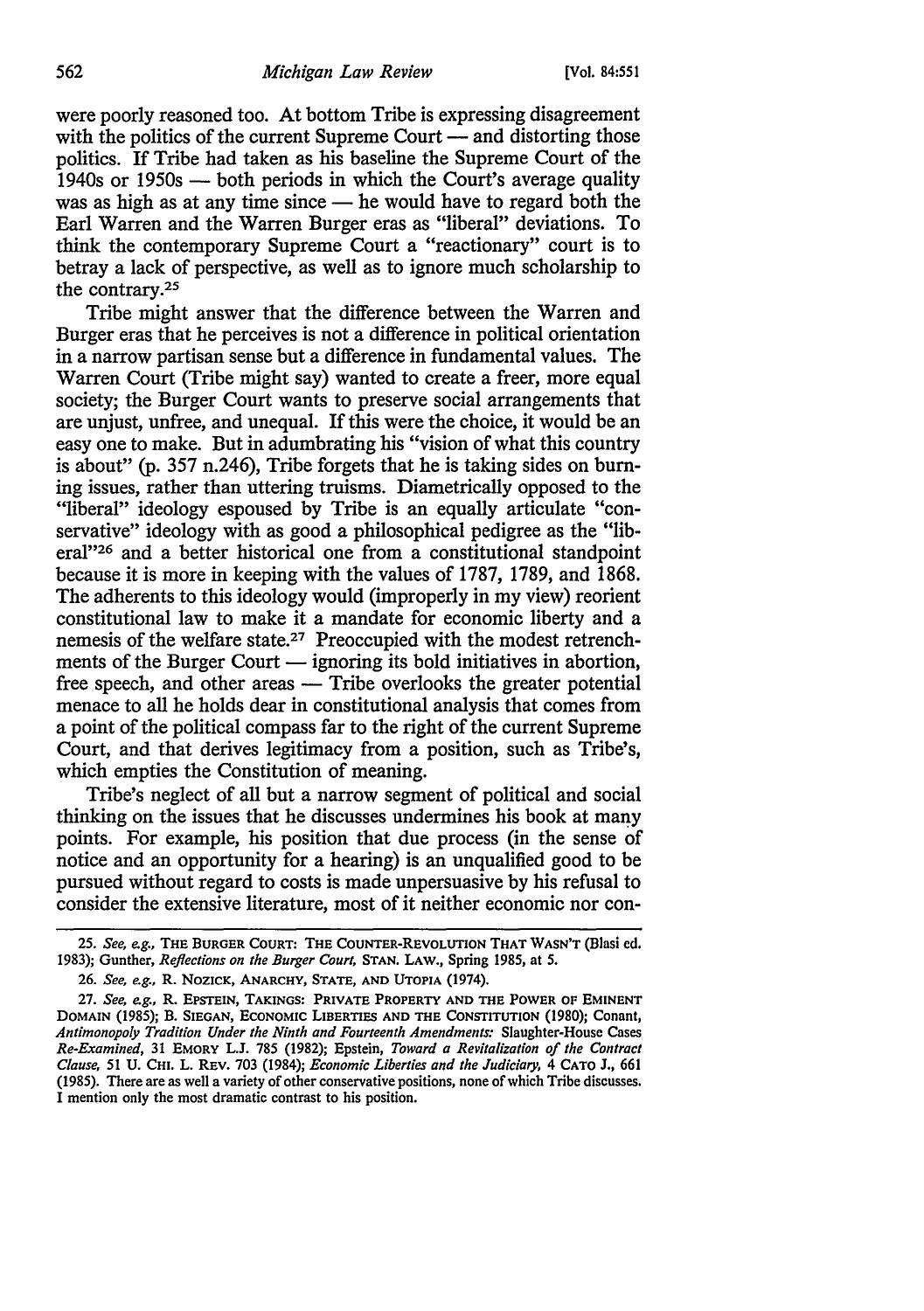were poorly reasoned too. At bottom Tribe is expressing disagreement with the politics of the current Supreme Court — and distorting those politics. If Tribe had taken as his baseline the Supreme Court of the 1940s or 1950s — both periods in which the Court's average quality was as high as at any time since — he would have to regard both the Earl Warren and the Warren Burger eras as "liberal" deviations. To think the contemporary Supreme Court a "reactionary" court is to betray a lack of perspective, as well as to ignore much scholarship to the contrary.[25]

Tribe might answer that the difference between the Warren and Burger eras that he perceives is not a difference in political orientation in a narrow partisan sense but a difference in fundamental values. The Warren Court (Tribe might say) wanted to create a freer, more equal society; the Burger Court wants to preserve social arrangements that are unjust, unfree, and unequal. If this were the choice, it would be an easy one to make. But in adumbrating his "vision of what this country is about" (p. 357 n.246), Tribe forgets that he is taking sides on burning issues, rather than uttering truisms. Diametrically opposed to the "liberal" ideology espoused by Tribe is an equally articulate "conservative" ideology with as good a philosophical pedigree as the "liberal"[26] and a better historical one from a constitutional standpoint because it is more in keeping with the values of 1787, 1789, and 1868. The adherents to this ideology would (improperly in my view) reorient constitutional law to make it a mandate for economic liberty and a nemesis of the welfare state.[27] Preoccupied with the modest retrenchments of the Burger Court — ignoring its bold initiatives in abortion, free speech, and other areas — Tribe overlooks the greater potential menace to all he holds dear in constitutional analysis that comes from a point of the political compass far to the right of the current Supreme Court, and that derives legitimacy from a position, such as Tribe's, which empties the Constitution of meaning.

Tribe's neglect of all but a narrow segment of political and social thinking on the issues that he discusses undermines his book at many points. For example, his position that due process (in the sense of notice and an opportunity for a hearing) is an unqualified good to be pursued without regard to costs is made unpersuasive by his refusal to consider the extensive literature, most of it neither economic nor con-

---

25. *See, e.g.*, THE BURGER COURT: THE COUNTER-REVOLUTION THAT WASN'T (Blasi ed. 1983); Gunther, *Reflections on the Burger Court*, STAN. LAW., Spring 1985, at 5.

26. *See, e.g.*, R. NOZICK, ANARCHY, STATE, AND UTOPIA (1974).

27. *See, e.g.*, R. EPSTEIN, TAKINGS: PRIVATE PROPERTY AND THE POWER OF EMINENT DOMAIN (1985); B. SIEGAN, ECONOMIC LIBERTIES AND THE CONSTITUTION (1980); Conant, *Antimonopoly Tradition Under the Ninth and Fourteenth Amendments:* Slaughter-House Cases *Re-Examined*, 31 EMORY L.J. 785 (1982); Epstein, *Toward a Revitalization of the Contract Clause*, 51 U. CHI. L. REV. 703 (1984); *Economic Liberties and the Judiciary*, 4 CATO J., 661 (1985). There are as well a variety of other conservative positions, none of which Tribe discusses. I mention only the most dramatic contrast to his position.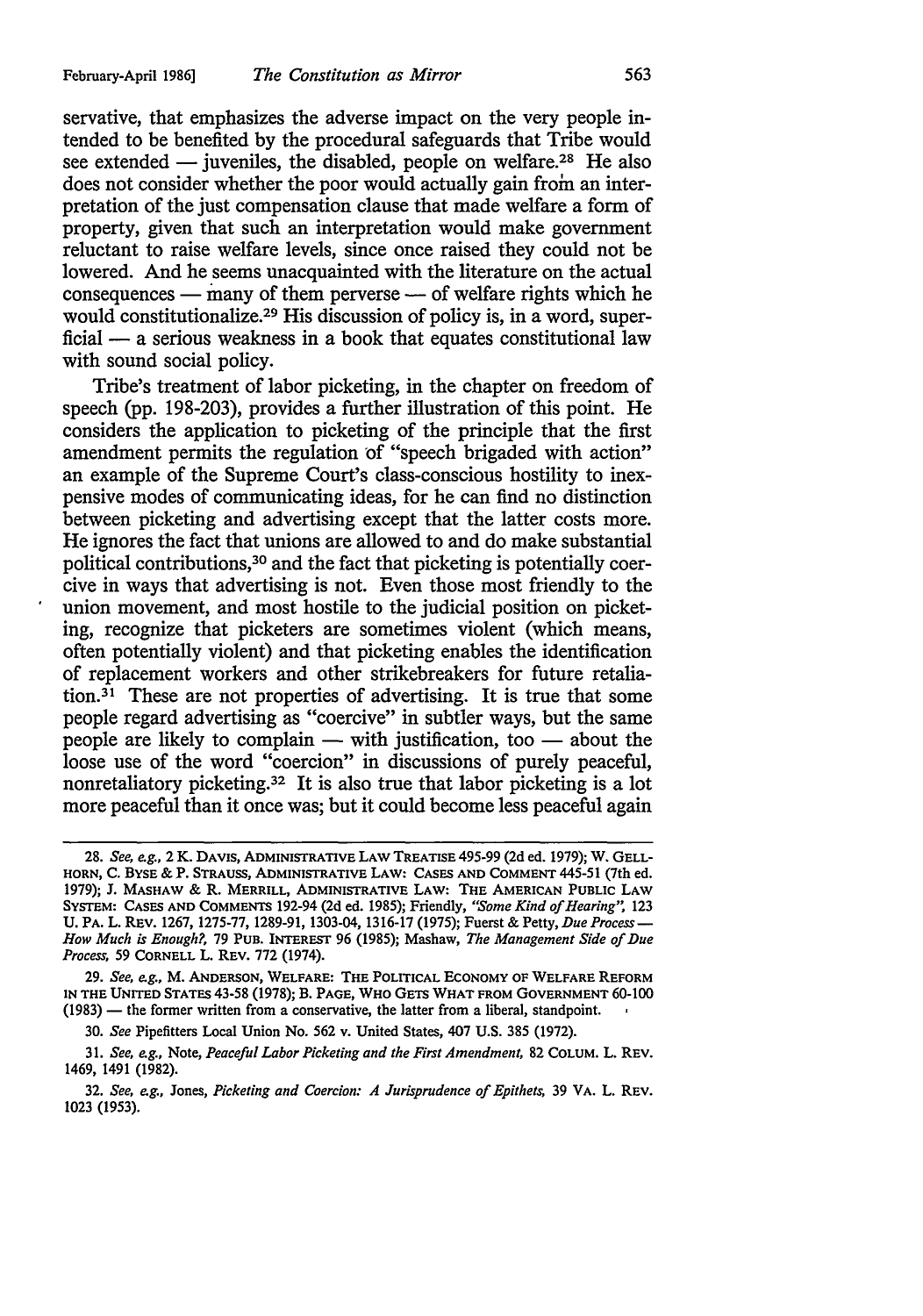servative, that emphasizes the adverse impact on the very people intended to be benefited by the procedural safeguards that Tribe would see extended — juveniles, the disabled, people on welfare.[28] He also does not consider whether the poor would actually gain from an interpretation of the just compensation clause that made welfare a form of property, given that such an interpretation would make government reluctant to raise welfare levels, since once raised they could not be lowered. And he seems unacquainted with the literature on the actual consequences — many of them perverse — of welfare rights which he would constitutionalize.[29] His discussion of policy is, in a word, superficial — a serious weakness in a book that equates constitutional law with sound social policy.

Tribe's treatment of labor picketing, in the chapter on freedom of speech (pp. 198-203), provides a further illustration of this point. He considers the application to picketing of the principle that the first amendment permits the regulation of "speech brigaded with action" an example of the Supreme Court's class-conscious hostility to inexpensive modes of communicating ideas, for he can find no distinction between picketing and advertising except that the latter costs more. He ignores the fact that unions are allowed to and do make substantial political contributions,[30] and the fact that picketing is potentially coercive in ways that advertising is not. Even those most friendly to the union movement, and most hostile to the judicial position on picketing, recognize that picketers are sometimes violent (which means, often potentially violent) and that picketing enables the identification of replacement workers and other strikebreakers for future retaliation.[31] These are not properties of advertising. It is true that some people regard advertising as "coercive" in subtler ways, but the same people are likely to complain — with justification, too — about the loose use of the word "coercion" in discussions of purely peaceful, nonretaliatory picketing.[32] It is also true that labor picketing is a lot more peaceful than it once was; but it could become less peaceful again

---

28. *See, e.g.,* 2 K. DAVIS, ADMINISTRATIVE LAW TREATISE 495-99 (2d ed. 1979); W. GELLHORN, C. BYSE & P. STRAUSS, ADMINISTRATIVE LAW: CASES AND COMMENT 445-51 (7th ed. 1979); J. MASHAW & R. MERRILL, ADMINISTRATIVE LAW: THE AMERICAN PUBLIC LAW SYSTEM: CASES AND COMMENTS 192-94 (2d ed. 1985); Friendly, *"Some Kind of Hearing"*, 123 U. PA. L. REV. 1267, 1275-77, 1289-91, 1303-04, 1316-17 (1975); Fuerst & Petty, *Due Process — How Much is Enough?*, 79 PUB. INTEREST 96 (1985); Mashaw, *The Management Side of Due Process*, 59 CORNELL L. REV. 772 (1974).

29. *See, e.g.,* M. ANDERSON, WELFARE: THE POLITICAL ECONOMY OF WELFARE REFORM IN THE UNITED STATES 43-58 (1978); B. PAGE, WHO GETS WHAT FROM GOVERNMENT 60-100 (1983) — the former written from a conservative, the latter from a liberal, standpoint.

30. *See* Pipefitters Local Union No. 562 v. United States, 407 U.S. 385 (1972).

31. *See, e.g.,* Note, *Peaceful Labor Picketing and the First Amendment*, 82 COLUM. L. REV. 1469, 1491 (1982).

32. *See, e.g.,* Jones, *Picketing and Coercion: A Jurisprudence of Epithets*, 39 VA. L. REV. 1023 (1953).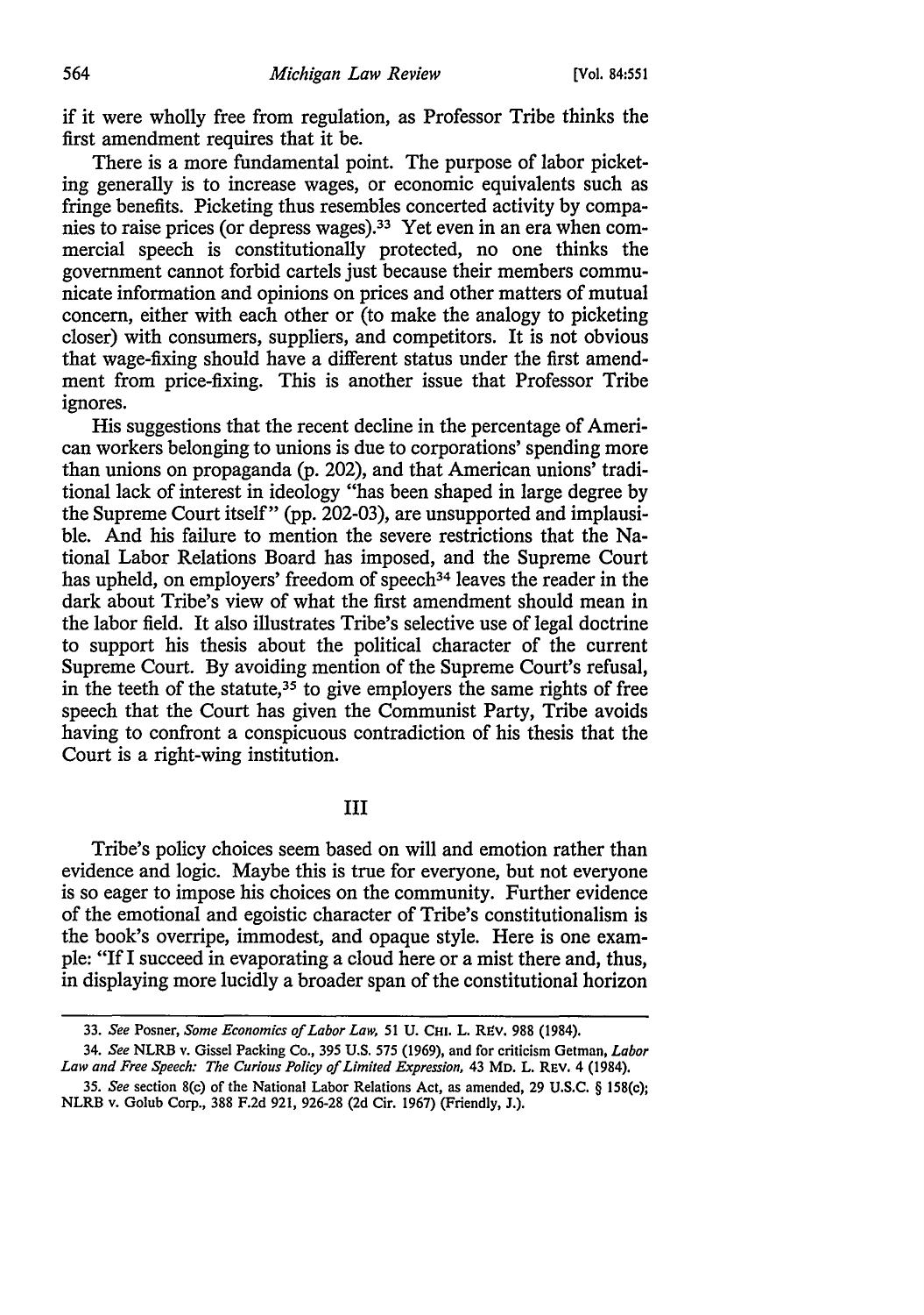if it were wholly free from regulation, as Professor Tribe thinks the first amendment requires that it be.

There is a more fundamental point. The purpose of labor picketing generally is to increase wages, or economic equivalents such as fringe benefits. Picketing thus resembles concerted activity by companies to raise prices (or depress wages).[33] Yet even in an era when commercial speech is constitutionally protected, no one thinks the government cannot forbid cartels just because their members communicate information and opinions on prices and other matters of mutual concern, either with each other or (to make the analogy to picketing closer) with consumers, suppliers, and competitors. It is not obvious that wage-fixing should have a different status under the first amendment from price-fixing. This is another issue that Professor Tribe ignores.

His suggestions that the recent decline in the percentage of American workers belonging to unions is due to corporations' spending more than unions on propaganda (p. 202), and that American unions' traditional lack of interest in ideology "has been shaped in large degree by the Supreme Court itself" (pp. 202-03), are unsupported and implausible. And his failure to mention the severe restrictions that the National Labor Relations Board has imposed, and the Supreme Court has upheld, on employers' freedom of speech[34] leaves the reader in the dark about Tribe's view of what the first amendment should mean in the labor field. It also illustrates Tribe's selective use of legal doctrine to support his thesis about the political character of the current Supreme Court. By avoiding mention of the Supreme Court's refusal, in the teeth of the statute,[35] to give employers the same rights of free speech that the Court has given the Communist Party, Tribe avoids having to confront a conspicuous contradiction of his thesis that the Court is a right-wing institution.

## III

Tribe's policy choices seem based on will and emotion rather than evidence and logic. Maybe this is true for everyone, but not everyone is so eager to impose his choices on the community. Further evidence of the emotional and egoistic character of Tribe's constitutionalism is the book's overripe, immodest, and opaque style. Here is one example: "If I succeed in evaporating a cloud here or a mist there and, thus, in displaying more lucidly a broader span of the constitutional horizon

---

33. *See* Posner, *Some Economics of Labor Law,* 51 U. CHI. L. REV. 988 (1984).

34. *See* NLRB v. Gissel Packing Co., 395 U.S. 575 (1969), and for criticism Getman, *Labor Law and Free Speech: The Curious Policy of Limited Expression,* 43 MD. L. REV. 4 (1984).

35. *See* section 8(c) of the National Labor Relations Act, as amended, 29 U.S.C. § 158(c); NLRB v. Golub Corp., 388 F.2d 921, 926-28 (2d Cir. 1967) (Friendly, J.).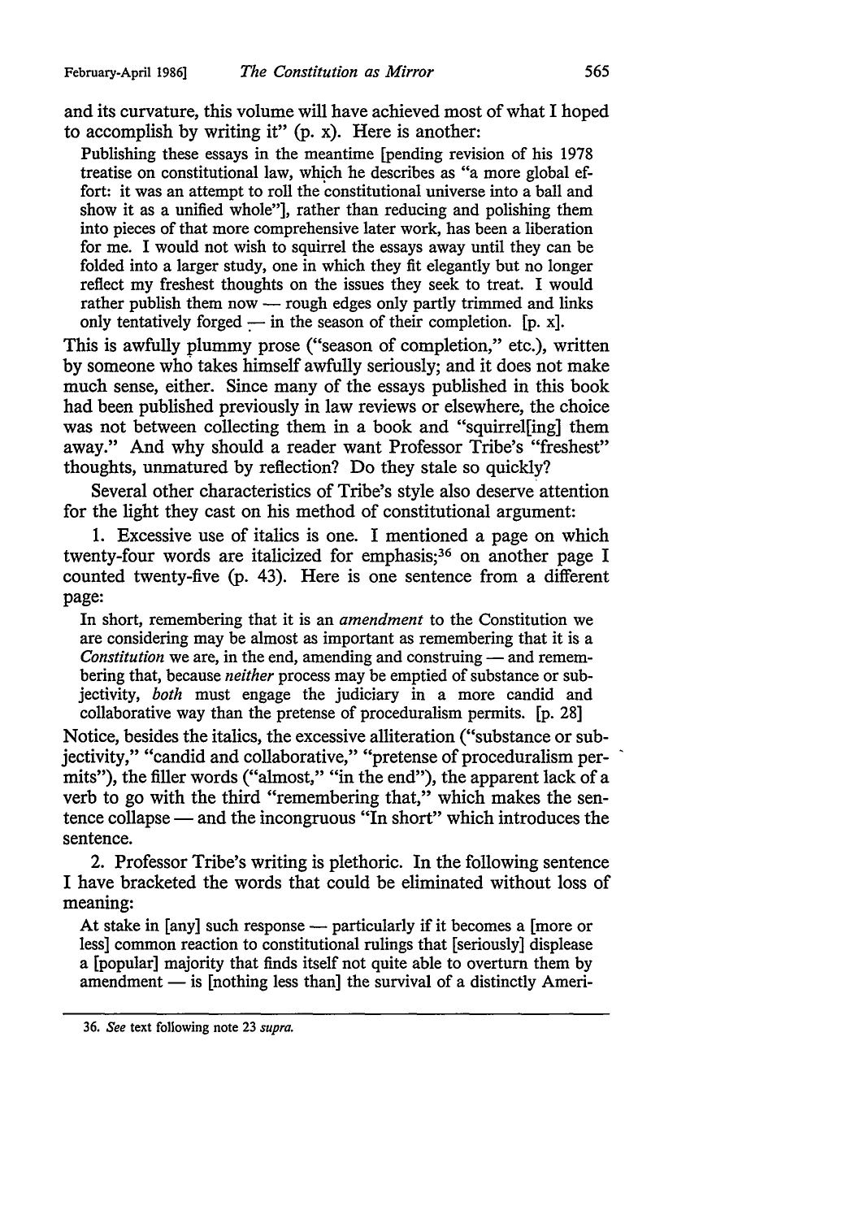and its curvature, this volume will have achieved most of what I hoped to accomplish by writing it" (p. x). Here is another:

> Publishing these essays in the meantime [pending revision of his 1978 treatise on constitutional law, which he describes as "a more global effort: it was an attempt to roll the constitutional universe into a ball and show it as a unified whole"], rather than reducing and polishing them into pieces of that more comprehensive later work, has been a liberation for me. I would not wish to squirrel the essays away until they can be folded into a larger study, one in which they fit elegantly but no longer reflect my freshest thoughts on the issues they seek to treat. I would rather publish them now — rough edges only partly trimmed and links only tentatively forged — in the season of their completion. [p. x].

This is awfully plummy prose ("season of completion," etc.), written by someone who takes himself awfully seriously; and it does not make much sense, either. Since many of the essays published in this book had been published previously in law reviews or elsewhere, the choice was not between collecting them in a book and "squirrel[ing] them away." And why should a reader want Professor Tribe's "freshest" thoughts, unmatured by reflection? Do they stale so quickly?

Several other characteristics of Tribe's style also deserve attention for the light they cast on his method of constitutional argument:

1. Excessive use of italics is one. I mentioned a page on which twenty-four words are italicized for emphasis;[36] on another page I counted twenty-five (p. 43). Here is one sentence from a different page:

> In short, remembering that it is an *amendment* to the Constitution we are considering may be almost as important as remembering that it is a *Constitution* we are, in the end, amending and construing — and remembering that, because *neither* process may be emptied of substance or subjectivity, *both* must engage the judiciary in a more candid and collaborative way than the pretense of proceduralism permits. [p. 28]

Notice, besides the italics, the excessive alliteration ("substance or subjectivity," "candid and collaborative," "pretense of proceduralism permits"), the filler words ("almost," "in the end"), the apparent lack of a verb to go with the third "remembering that," which makes the sentence collapse — and the incongruous "In short" which introduces the sentence.

2. Professor Tribe's writing is plethoric. In the following sentence I have bracketed the words that could be eliminated without loss of meaning:

> At stake in [any] such response — particularly if it becomes a [more or less] common reaction to constitutional rulings that [seriously] displease a [popular] majority that finds itself not quite able to overturn them by amendment — is [nothing less than] the survival of a distinctly Ameri-

---

36. *See* text following note 23 *supra.*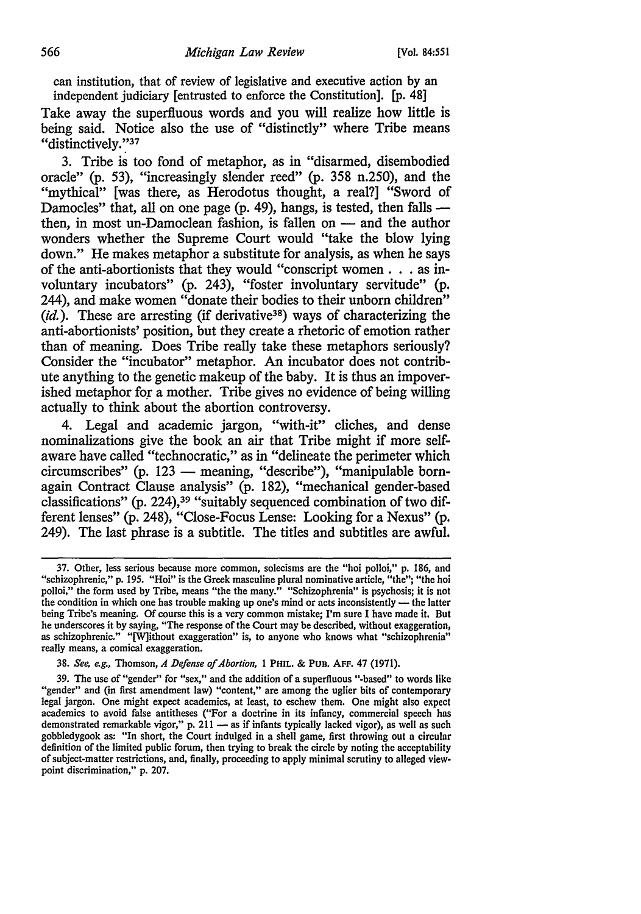can institution, that of review of legislative and executive action by an independent judiciary [entrusted to enforce the Constitution]. [p. 48]

Take away the superfluous words and you will realize how little is being said. Notice also the use of "distinctly" where Tribe means "distinctively."[37]

3. Tribe is too fond of metaphor, as in "disarmed, disembodied oracle" (p. 53), "increasingly slender reed" (p. 358 n.250), and the "mythical" [was there, as Herodotus thought, a real?] "Sword of Damocles" that, all on one page (p. 49), hangs, is tested, then falls — then, in most un-Damoclean fashion, is fallen on — and the author wonders whether the Supreme Court would "take the blow lying down." He makes metaphor a substitute for analysis, as when he says of the anti-abortionists that they would "conscript women . . . as involuntary incubators" (p. 243), "foster involuntary servitude" (p. 244), and make women "donate their bodies to their unborn children" (*id.*). These are arresting (if derivative[38]) ways of characterizing the anti-abortionists' position, but they create a rhetoric of emotion rather than of meaning. Does Tribe really take these metaphors seriously? Consider the "incubator" metaphor. An incubator does not contribute anything to the genetic makeup of the baby. It is thus an impoverished metaphor for a mother. Tribe gives no evidence of being willing actually to think about the abortion controversy.

4. Legal and academic jargon, "with-it" cliches, and dense nominalizations give the book an air that Tribe might if more self-aware have called "technocratic," as in "delineate the perimeter which circumscribes" (p. 123 — meaning, "describe"), "manipulable born-again Contract Clause analysis" (p. 182), "mechanical gender-based classifications" (p. 224),[39] "suitably sequenced combination of two different lenses" (p. 248), "Close-Focus Lense: Looking for a Nexus" (p. 249). The last phrase is a subtitle. The titles and subtitles are awful.

---

37. Other, less serious because more common, solecisms are the "hoi polloi," p. 186, and "schizophrenic," p. 195. "Hoi" is the Greek masculine plural nominative article, "the"; "the hoi polloi," the form used by Tribe, means "the the many." "Schizophrenia" is psychosis; it is not the condition in which one has trouble making up one's mind or acts inconsistently — the latter being Tribe's meaning. Of course this is a very common mistake; I'm sure I have made it. But he underscores it by saying, "The response of the Court may be described, without exaggeration, as schizophrenic." "[W]ithout exaggeration" is, to anyone who knows what "schizophrenia" really means, a comical exaggeration.

38. *See, e.g.*, Thomson, *A Defense of Abortion*, 1 PHIL. & PUB. AFF. 47 (1971).

39. The use of "gender" for "sex," and the addition of a superfluous "-based" to words like "gender" and (in first amendment law) "content," are among the uglier bits of contemporary legal jargon. One might expect academics, at least, to eschew them. One might also expect academics to avoid false antitheses ("For a doctrine in its infancy, commercial speech has demonstrated remarkable vigor," p. 211 — as if infants typically lacked vigor), as well as such gobbledygook as: "In short, the Court indulged in a shell game, first throwing out a circular definition of the limited public forum, then trying to break the circle by noting the acceptability of subject-matter restrictions, and, finally, proceeding to apply minimal scrutiny to alleged viewpoint discrimination," p. 207.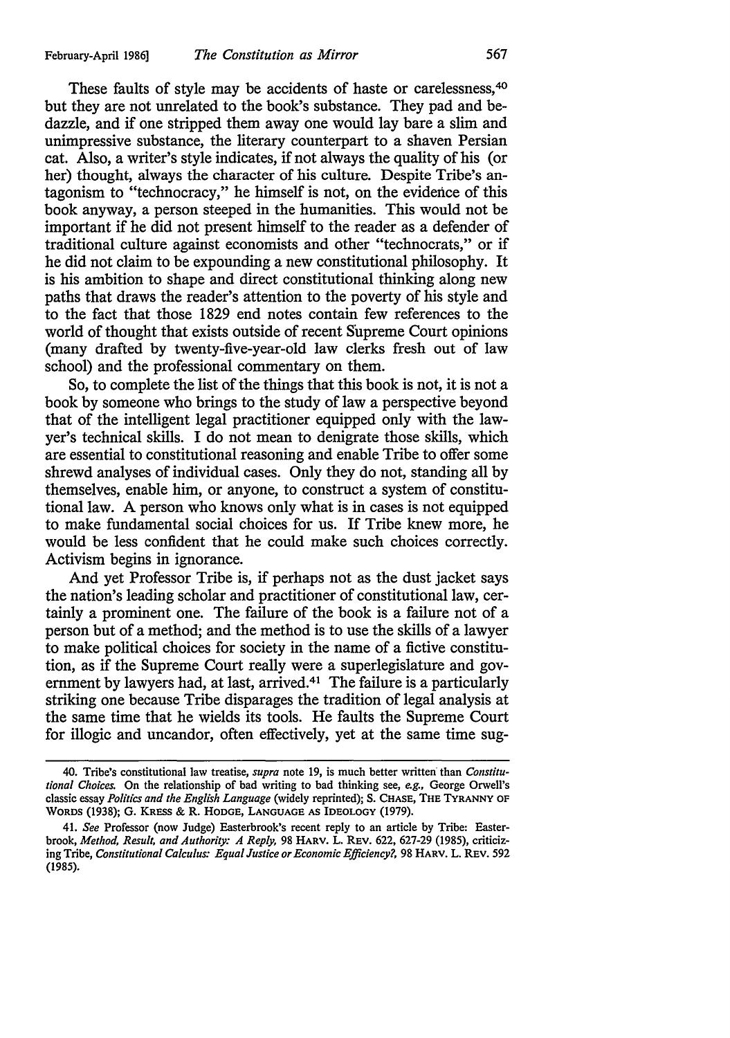These faults of style may be accidents of haste or carelessness,[40] but they are not unrelated to the book's substance. They pad and bedazzle, and if one stripped them away one would lay bare a slim and unimpressive substance, the literary counterpart to a shaven Persian cat. Also, a writer's style indicates, if not always the quality of his (or her) thought, always the character of his culture. Despite Tribe's antagonism to "technocracy," he himself is not, on the evidence of this book anyway, a person steeped in the humanities. This would not be important if he did not present himself to the reader as a defender of traditional culture against economists and other "technocrats," or if he did not claim to be expounding a new constitutional philosophy. It is his ambition to shape and direct constitutional thinking along new paths that draws the reader's attention to the poverty of his style and to the fact that those 1829 end notes contain few references to the world of thought that exists outside of recent Supreme Court opinions (many drafted by twenty-five-year-old law clerks fresh out of law school) and the professional commentary on them.

So, to complete the list of the things that this book is not, it is not a book by someone who brings to the study of law a perspective beyond that of the intelligent legal practitioner equipped only with the lawyer's technical skills. I do not mean to denigrate those skills, which are essential to constitutional reasoning and enable Tribe to offer some shrewd analyses of individual cases. Only they do not, standing all by themselves, enable him, or anyone, to construct a system of constitutional law. A person who knows only what is in cases is not equipped to make fundamental social choices for us. If Tribe knew more, he would be less confident that he could make such choices correctly. Activism begins in ignorance.

And yet Professor Tribe is, if perhaps not as the dust jacket says the nation's leading scholar and practitioner of constitutional law, certainly a prominent one. The failure of the book is a failure not of a person but of a method; and the method is to use the skills of a lawyer to make political choices for society in the name of a fictive constitution, as if the Supreme Court really were a superlegislature and government by lawyers had, at last, arrived.[41] The failure is a particularly striking one because Tribe disparages the tradition of legal analysis at the same time that he wields its tools. He faults the Supreme Court for illogic and uncandor, often effectively, yet at the same time sug-

---

40. Tribe's constitutional law treatise, *supra* note 19, is much better written than *Constitutional Choices.* On the relationship of bad writing to bad thinking see, *e.g.,* George Orwell's classic essay *Politics and the English Language* (widely reprinted); S. CHASE, THE TYRANNY OF WORDS (1938); G. KRESS & R. HODGE, LANGUAGE AS IDEOLOGY (1979).

41. *See* Professor (now Judge) Easterbrook's recent reply to an article by Tribe: Easterbrook, *Method, Result, and Authority: A Reply,* 98 HARV. L. REV. 622, 627-29 (1985), criticizing Tribe, *Constitutional Calculus: Equal Justice or Economic Efficiency?,* 98 HARV. L. REV. 592 (1985).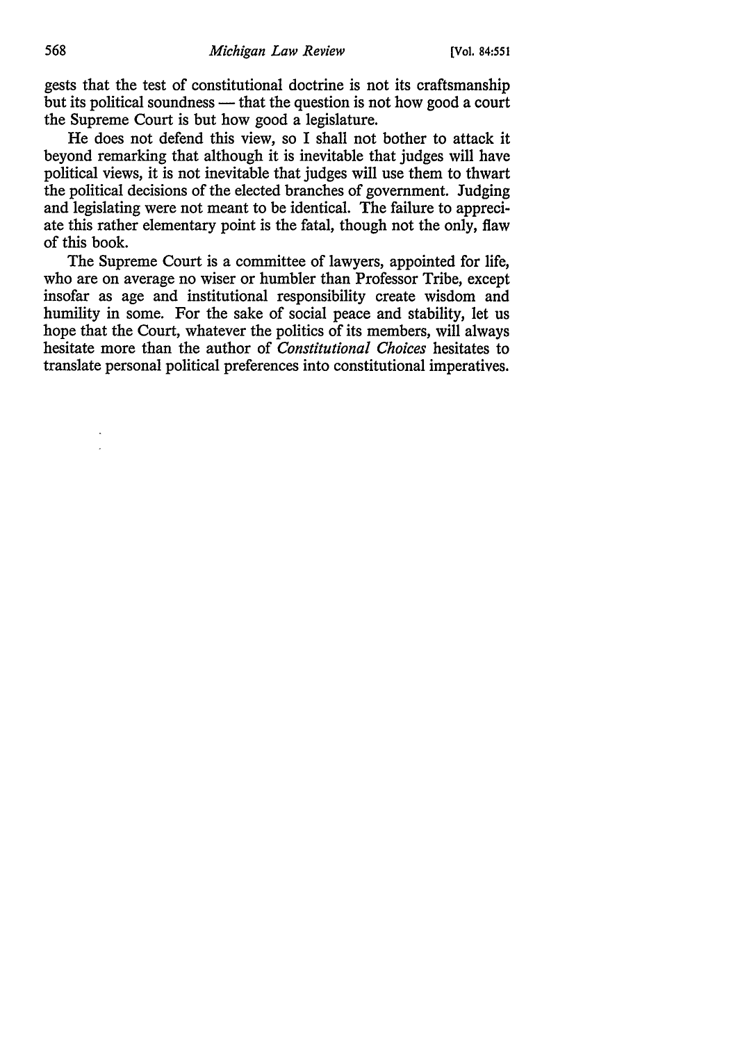gests that the test of constitutional doctrine is not its craftsmanship but its political soundness — that the question is not how good a court the Supreme Court is but how good a legislature.

He does not defend this view, so I shall not bother to attack it beyond remarking that although it is inevitable that judges will have political views, it is not inevitable that judges will use them to thwart the political decisions of the elected branches of government. Judging and legislating were not meant to be identical. The failure to appreciate this rather elementary point is the fatal, though not the only, flaw of this book.

The Supreme Court is a committee of lawyers, appointed for life, who are on average no wiser or humbler than Professor Tribe, except insofar as age and institutional responsibility create wisdom and humility in some. For the sake of social peace and stability, let us hope that the Court, whatever the politics of its members, will always hesitate more than the author of *Constitutional Choices* hesitates to translate personal political preferences into constitutional imperatives.